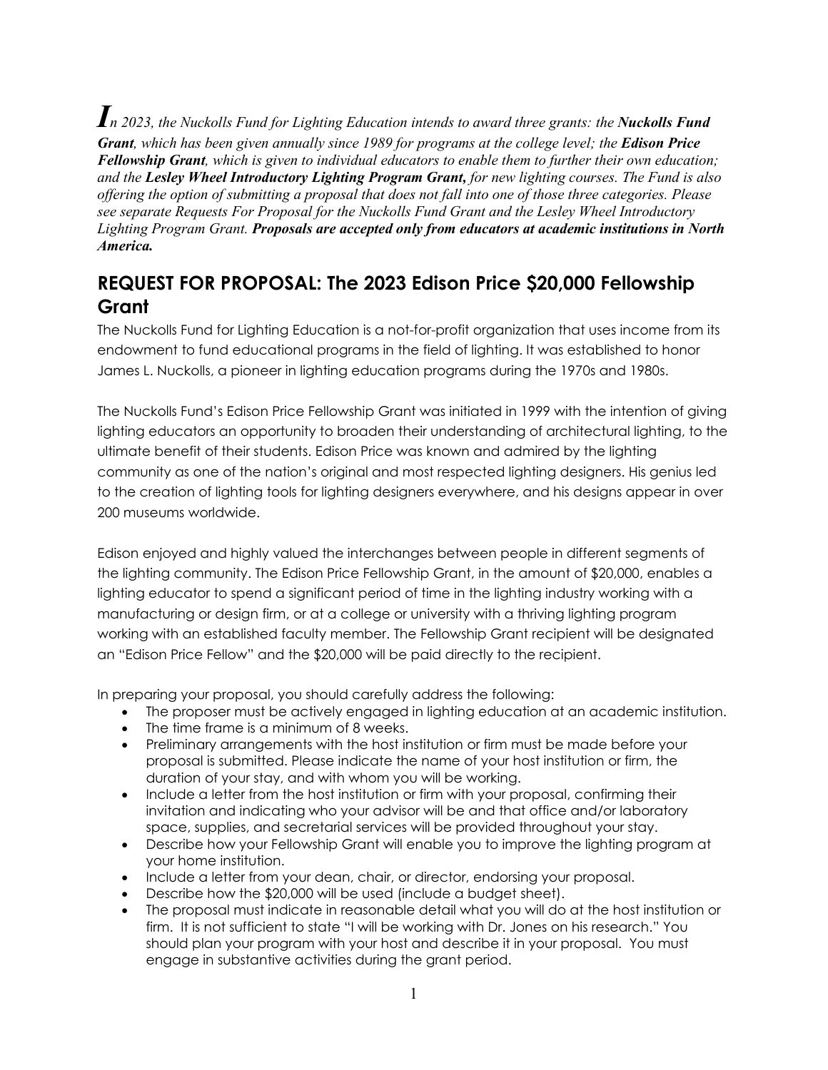*In 2023, the Nuckolls Fund for Lighting Education intends to award three grants: the **Nuckolls Fund Grant**, which has been given annually since 1989 for programs at the college level; the **Edison Price Fellowship Grant**, which is given to individual educators to enable them to further their own education; and the **Lesley Wheel Introductory Lighting Program Grant,** for new lighting courses. The Fund is also offering the option of submitting a proposal that does not fall into one of those three categories. Please see separate Requests For Proposal for the Nuckolls Fund Grant and the Lesley Wheel Introductory Lighting Program Grant. **Proposals are accepted only from educators at academic institutions in North America.***

## REQUEST FOR PROPOSAL: The 2023 Edison Price $20,000 Fellowship Grant

The Nuckolls Fund for Lighting Education is a not-for-profit organization that uses income from its endowment to fund educational programs in the field of lighting. It was established to honor James L. Nuckolls, a pioneer in lighting education programs during the 1970s and 1980s.

The Nuckolls Fund's Edison Price Fellowship Grant was initiated in 1999 with the intention of giving lighting educators an opportunity to broaden their understanding of architectural lighting, to the ultimate benefit of their students. Edison Price was known and admired by the lighting community as one of the nation's original and most respected lighting designers. His genius led to the creation of lighting tools for lighting designers everywhere, and his designs appear in over 200 museums worldwide.

Edison enjoyed and highly valued the interchanges between people in different segments of the lighting community. The Edison Price Fellowship Grant, in the amount of $20,000, enables a lighting educator to spend a significant period of time in the lighting industry working with a manufacturing or design firm, or at a college or university with a thriving lighting program working with an established faculty member. The Fellowship Grant recipient will be designated an "Edison Price Fellow" and the $20,000 will be paid directly to the recipient.

In preparing your proposal, you should carefully address the following:

- The proposer must be actively engaged in lighting education at an academic institution.
- The time frame is a minimum of 8 weeks.
- Preliminary arrangements with the host institution or firm must be made before your proposal is submitted. Please indicate the name of your host institution or firm, the duration of your stay, and with whom you will be working.
- Include a letter from the host institution or firm with your proposal, confirming their invitation and indicating who your advisor will be and that office and/or laboratory space, supplies, and secretarial services will be provided throughout your stay.
- Describe how your Fellowship Grant will enable you to improve the lighting program at your home institution.
- Include a letter from your dean, chair, or director, endorsing your proposal.
- Describe how the $20,000 will be used (include a budget sheet).
- The proposal must indicate in reasonable detail what you will do at the host institution or firm. It is not sufficient to state "I will be working with Dr. Jones on his research." You should plan your program with your host and describe it in your proposal. You must engage in substantive activities during the grant period.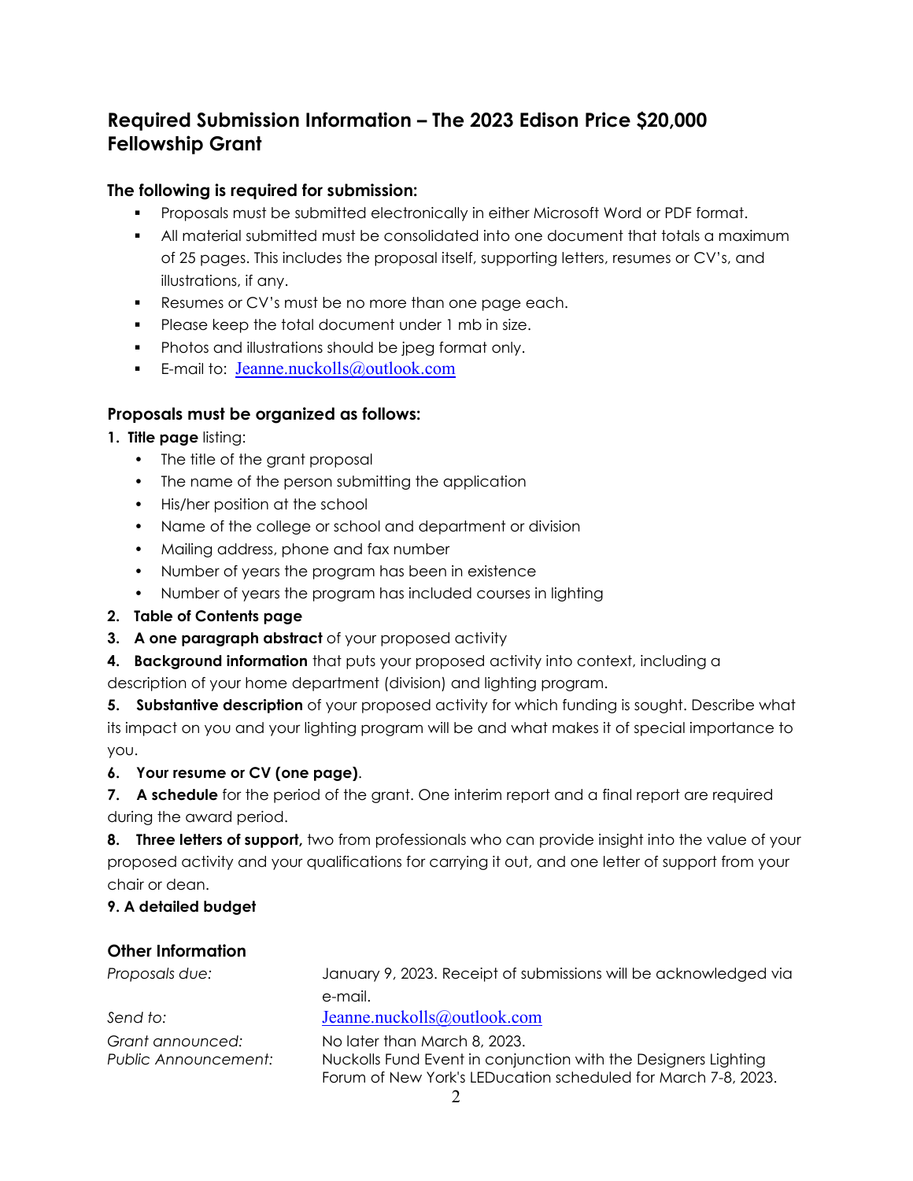## Required Submission Information – The 2023 Edison Price $20,000 Fellowship Grant

### The following is required for submission:

- Proposals must be submitted electronically in either Microsoft Word or PDF format.
- All material submitted must be consolidated into one document that totals a maximum of 25 pages. This includes the proposal itself, supporting letters, resumes or CV's, and illustrations, if any.
- Resumes or CV's must be no more than one page each.
- Please keep the total document under 1 mb in size.
- Photos and illustrations should be jpeg format only.
- E-mail to: Jeanne.nuckolls@outlook.com

### Proposals must be organized as follows:

1. **Title page** listing:
   - The title of the grant proposal
   - The name of the person submitting the application
   - His/her position at the school
   - Name of the college or school and department or division
   - Mailing address, phone and fax number
   - Number of years the program has been in existence
   - Number of years the program has included courses in lighting
2. **Table of Contents page**
3. **A one paragraph abstract** of your proposed activity
4. **Background information** that puts your proposed activity into context, including a description of your home department (division) and lighting program.
5. **Substantive description** of your proposed activity for which funding is sought. Describe what its impact on you and your lighting program will be and what makes it of special importance to you.
6. **Your resume or CV (one page)**.
7. **A schedule** for the period of the grant. One interim report and a final report are required during the award period.
8. **Three letters of support,** two from professionals who can provide insight into the value of your proposed activity and your qualifications for carrying it out, and one letter of support from your chair or dean.
9. **A detailed budget**

### Other Information

*Proposals due:* January 9, 2023. Receipt of submissions will be acknowledged via e-mail.

*Send to:* Jeanne.nuckolls@outlook.com

*Grant announced:* No later than March 8, 2023.

*Public Announcement:* Nuckolls Fund Event in conjunction with the Designers Lighting Forum of New York's LEDucation scheduled for March 7-8, 2023.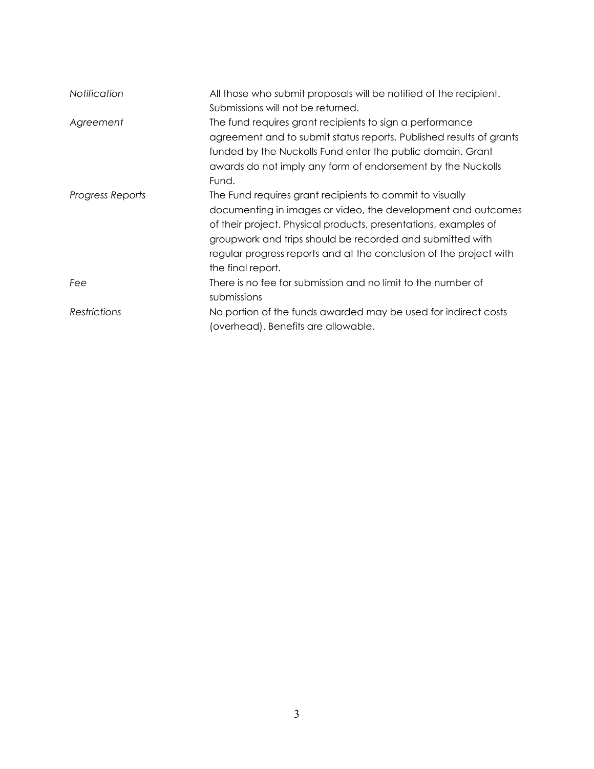| | |
|---|---|
| *Notification* | All those who submit proposals will be notified of the recipient. Submissions will not be returned. |
| *Agreement* | The fund requires grant recipients to sign a performance agreement and to submit status reports. Published results of grants funded by the Nuckolls Fund enter the public domain. Grant awards do not imply any form of endorsement by the Nuckolls Fund. |
| *Progress Reports* | The Fund requires grant recipients to commit to visually documenting in images or video, the development and outcomes of their project. Physical products, presentations, examples of groupwork and trips should be recorded and submitted with regular progress reports and at the conclusion of the project with the final report. |
| *Fee* | There is no fee for submission and no limit to the number of submissions |
| *Restrictions* | No portion of the funds awarded may be used for indirect costs (overhead). Benefits are allowable. |